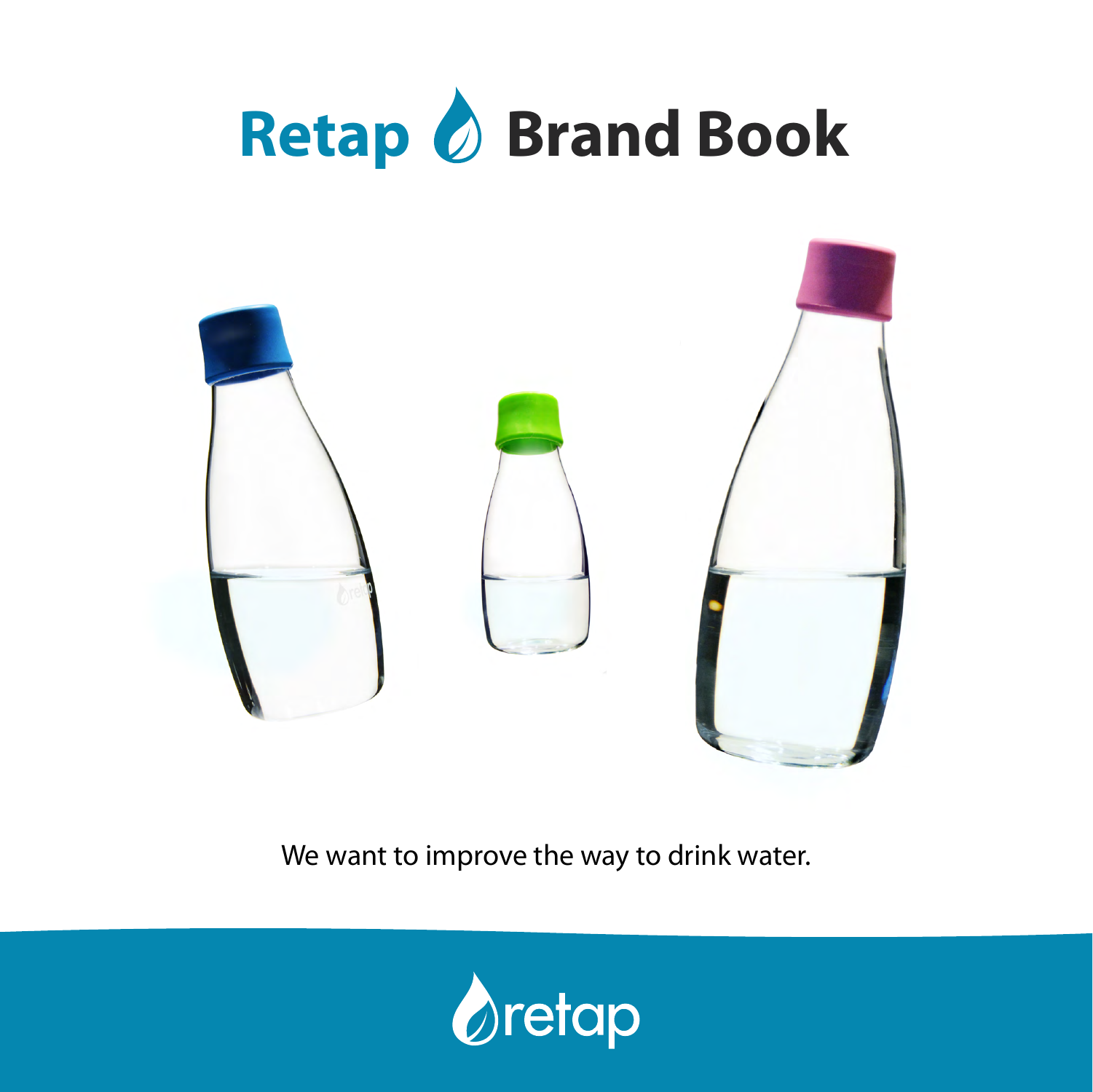# Retap Brand Book

We want to improve the way to drink water.

retap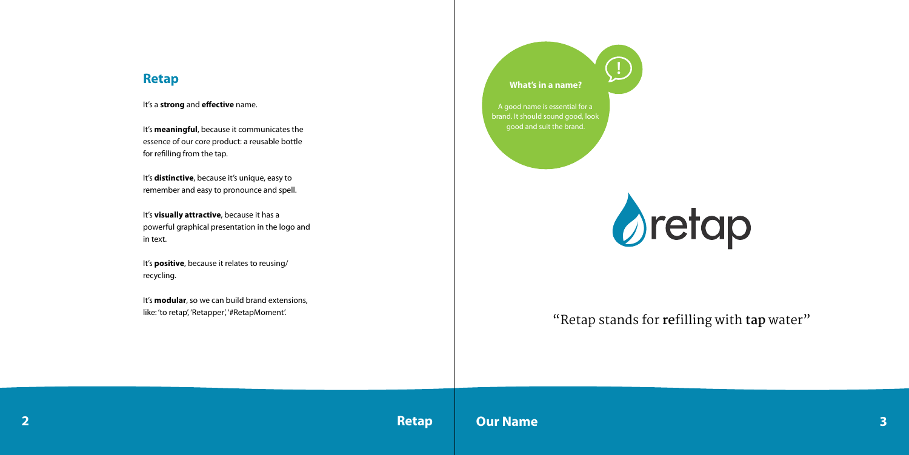## Retap

It's a **strong** and **effective** name.

It's **meaningful**, because it communicates the essence of our core product: a reusable bottle for refilling from the tap.

It's **distinctive**, because it's unique, easy to remember and easy to pronounce and spell.

It's **visually attractive**, because it has a powerful graphical presentation in the logo and in text.

It's **positive**, because it relates to reusing/recycling.

It's **modular**, so we can build brand extensions, like: 'to retap', 'Retapper', '#RetapMoment'.

### What's in a name?

A good name is essential for a brand. It should sound good, look good and suit the brand.

retap

"Retap stands for **re**filling with **tap** water"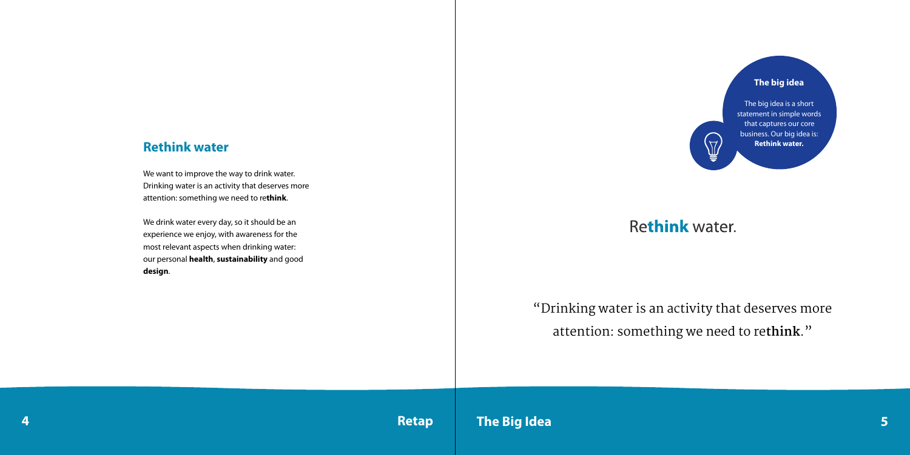## Rethink water

We want to improve the way to drink water. Drinking water is an activity that deserves more attention: something we need to re**think**.

We drink water every day, so it should be an experience we enjoy, with awareness for the most relevant aspects when drinking water: our personal **health**, **sustainability** and good **design**.

**The big idea**

The big idea is a short statement in simple words that captures our core business. Our big idea is: **Rethink water.**

Re**think** water.

"Drinking water is an activity that deserves more attention: something we need to re**think**."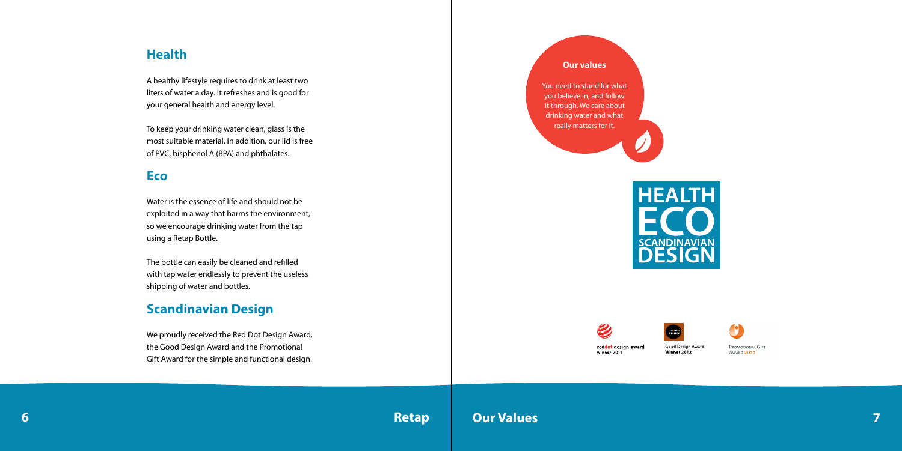## Health

A healthy lifestyle requires to drink at least two liters of water a day. It refreshes and is good for your general health and energy level.

To keep your drinking water clean, glass is the most suitable material. In addition, our lid is free of PVC, bisphenol A (BPA) and phthalates.

## Eco

Water is the essence of life and should not be exploited in a way that harms the environment, so we encourage drinking water from the tap using a Retap Bottle.

The bottle can easily be cleaned and refilled with tap water endlessly to prevent the useless shipping of water and bottles.

## Scandinavian Design

We proudly received the Red Dot Design Award, the Good Design Award and the Promotional Gift Award for the simple and functional design.

**Our values**

You need to stand for what you believe in, and follow it through. We care about drinking water and what really matters for it.

HEALTH
ECO
SCANDINAVIAN
DESIGN

reddot design award winner 2011

Good Design Award Winner 2012

Promotional Gift Award 2011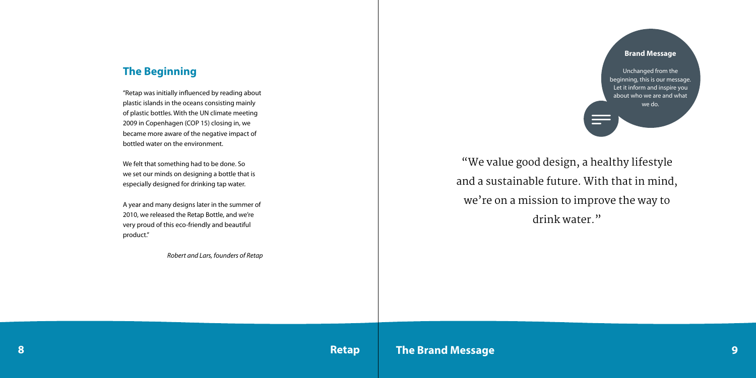## The Beginning

"Retap was initially influenced by reading about plastic islands in the oceans consisting mainly of plastic bottles. With the UN climate meeting 2009 in Copenhagen (COP 15) closing in, we became more aware of the negative impact of bottled water on the environment.

We felt that something had to be done. So we set our minds on designing a bottle that is especially designed for drinking tap water.

A year and many designs later in the summer of 2010, we released the Retap Bottle, and we're very proud of this eco-friendly and beautiful product."

*Robert and Lars, founders of Retap*

**Brand Message**

Unchanged from the beginning, this is our message. Let it inform and inspire you about who we are and what we do.

"We value good design, a healthy lifestyle and a sustainable future. With that in mind, we're on a mission to improve the way to drink water."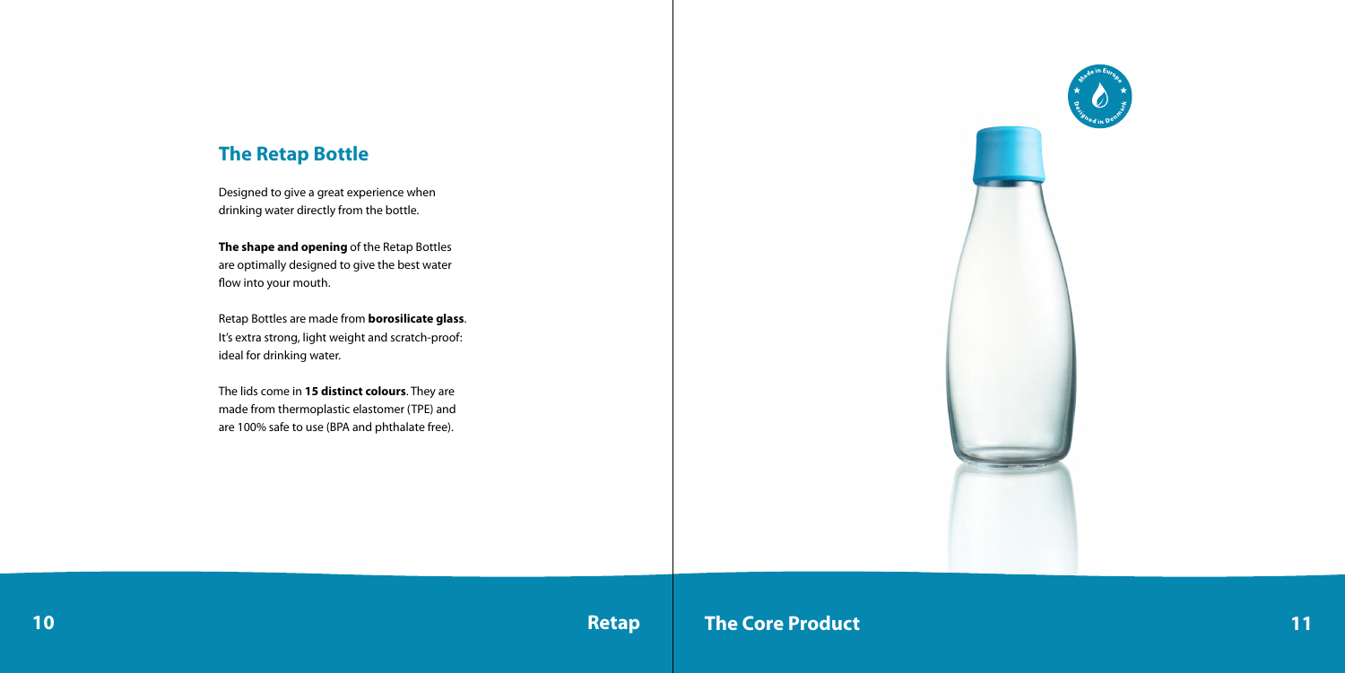## The Retap Bottle

Designed to give a great experience when drinking water directly from the bottle.

**The shape and opening** of the Retap Bottles are optimally designed to give the best water flow into your mouth.

Retap Bottles are made from **borosilicate glass**. It's extra strong, light weight and scratch-proof: ideal for drinking water.

The lids come in **15 distinct colours**. They are made from thermoplastic elastomer (TPE) and are 100% safe to use (BPA and phthalate free).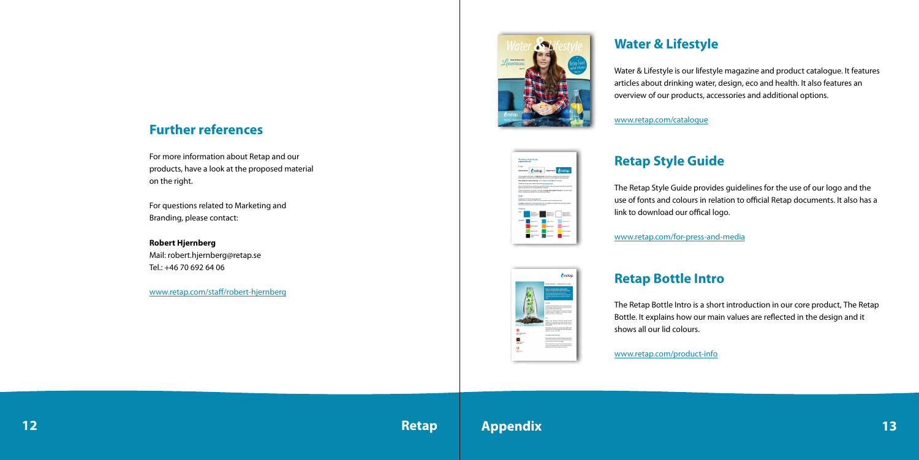## Further references

For more information about Retap and our products, have a look at the proposed material on the right.

For questions related to Marketing and Branding, please contact:

**Robert Hjernberg**
Mail: robert.hjernberg@retap.se
Tel.: +46 70 692 64 06

www.retap.com/staff/robert-hjernberg

## Water & Lifestyle

Water & Lifestyle is our lifestyle magazine and product catalogue. It features articles about drinking water, design, eco and health. It also features an overview of our products, accessories and additional options.

www.retap.com/catalogue

## Retap Style Guide

The Retap Style Guide provides guidelines for the use of our logo and the use of fonts and colours in relation to official Retap documents. It also has a link to download our offical logo.

www.retap.com/for-press-and-media

## Retap Bottle Intro

The Retap Bottle Intro is a short introduction in our core product, The Retap Bottle. It explains how our main values are reflected in the design and it shows all our lid colours.

www.retap.com/product-info

# Appendix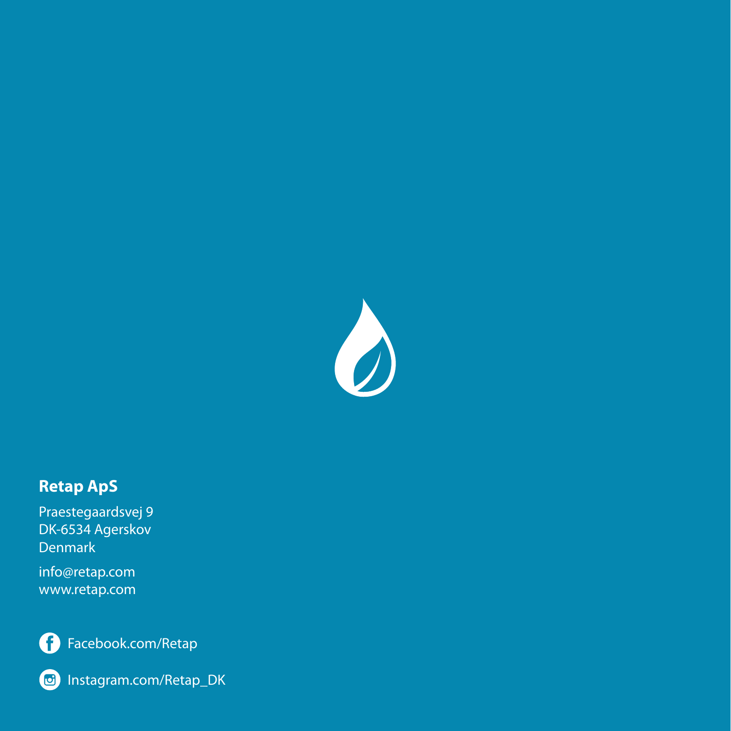**Retap ApS**

Praestegaardsvej 9
DK-6534 Agerskov
Denmark

info@retap.com
www.retap.com

Facebook.com/Retap

Instagram.com/Retap_DK